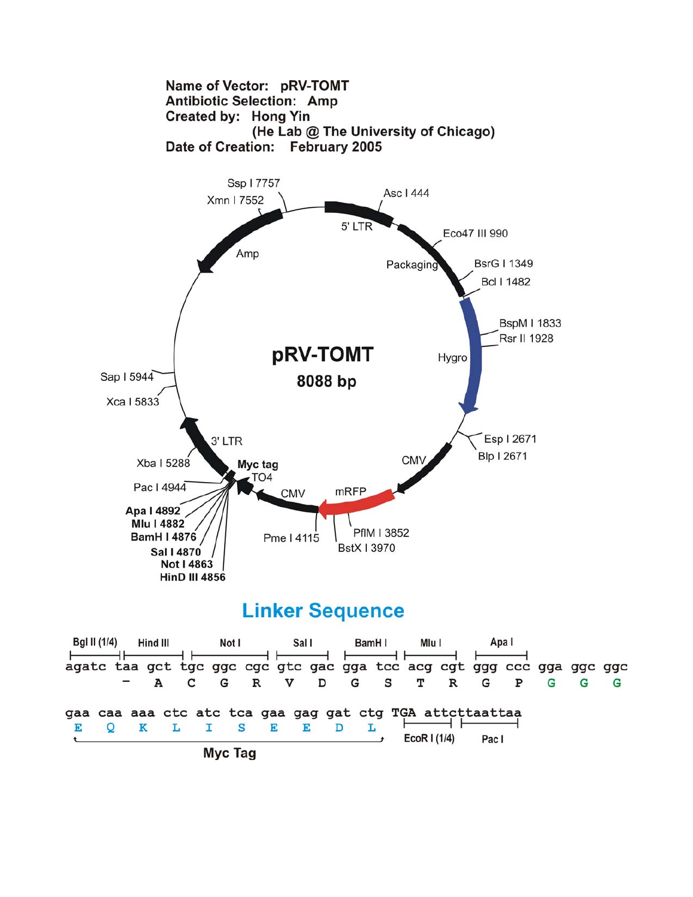**Name of Vector:** pRV-TOMT
**Antibiotic Selection:** Amp
**Created by:** Hong Yin
(He Lab @ The University of Chicago)
**Date of Creation:** February 2005

pRV-TOMT
8088 bp

5' LTR, Asc I 444, Eco47 III 990, Packaging, BsrG I 1349, Bcl I 1482, Hygro, BspM I 1833, Rsr II 1928, Esp I 2671, Blp I 2671, CMV, mRFP, PflM I 3852, BstX I 3970, Pme I 4115, CMV, TO4, Myc tag, HinD III 4856, Not I 4863, Sal I 4870, BamH I 4876, Mlu I 4882, Apa I 4892, Pac I 4944, Xba I 5288, 3' LTR, Xca I 5833, Sap I 5944, Amp, Xmn I 7552, Ssp I 7757

## Linker Sequence

```
Bgl II (1/4)  Hind III    Not I       Sal I      BamH I    Mlu I     Apa I
agatc taa gct tgc ggc cgc gtc gac gga tcc acg cgt ggg ccc gga ggc ggc
       -   A   C   G   R   V   D   G   S   T   R   G   P   G   G   G

gaa caa aaa ctc atc tca gaa gag gat ctg TGA attcttaattaa
 E   Q   K   L   I   S   E   E   D   L   EcoR I (1/4)  Pac I
                 Myc Tag
```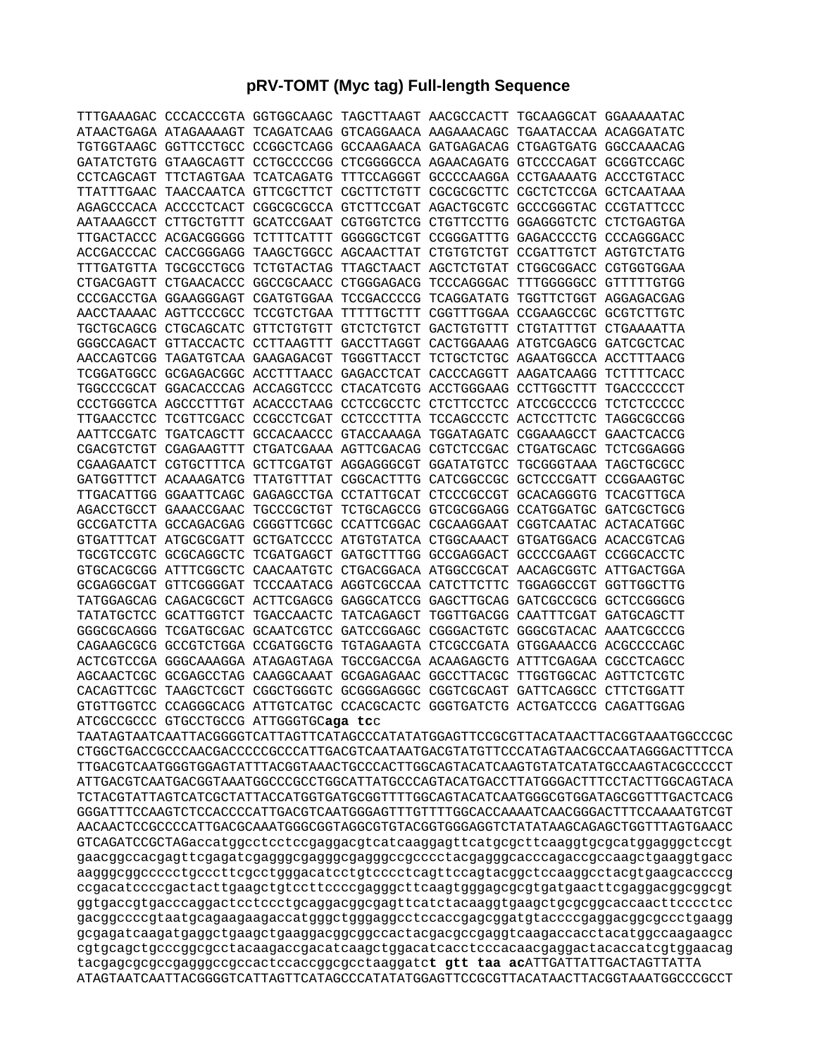# pRV-TOMT (Myc tag) Full-length Sequence

TTTGAAAGAC CCCACCCGTA GGTGGCAAGC TAGCTTAAGT AACGCCACTT TGCAAGGCAT GGAAAAATAC
ATAACTGAGA ATAGAAAAGT TCAGATCAAG GTCAGGAACA AAGAAACAGC TGAATACCAA ACAGGATATC
TGTGGTAAGC GGTTCCTGCC CCGGCTCAGG GCCAAGAACA GATGAGACAG CTGAGTGATG GGCCAAACAG
GATATCTGTG GTAAGCAGTT CCTGCCCCGG CTCGGGGCCA AGAACAGATG GTCCCCAGAT GCGGTCCAGC
CCTCAGCAGT TTCTAGTGAA TCATCAGATG TTTCCAGGGT GCCCCAAGGA CCTGAAAATG ACCCTGTACC
TTATTTGAAC TAACCAATCA GTTCGCTTCT CGCTTCTGTT CGCGCGCTTC CGCTCTCCGA GCTCAATAAA
AGAGCCCACA ACCCCTCACT CGGCGCGCCA GTCTTCCGAT AGACTGCGTC GCCCGGGTAC CCGTATTCCC
AATAAAGCCT CTTGCTGTTT GCATCCGAAT CGTGGTCTCG CTGTTCCTTG GGAGGGTCTC CTCTGAGTGA
TTGACTACCC ACGACGGGGG TCTTTCATTT GGGGGCTCGT CCGGGATTTG GAGACCCCTG CCCAGGGACC
ACCGACCCAC CACCGGGAGG TAAGCTGGCC AGCAACTTAT CTGTGTCTGT CCGATTGTCT AGTGTCTATG
TTTGATGTTA TGCGCCTGCG TCTGTACTAG TTAGCTAACT AGCTCTGTAT CTGGCGGACC CGTGGTGGAA
CTGACGAGTT CTGAACACCC GGCCGCAACC CTGGGAGACG TCCCAGGGAC TTTGGGGGCC GTTTTTGTGG
CCCGACCTGA GGAAGGGAGT CGATGTGGAA TCCGACCCCG TCAGGATATG TGGTTCTGGT AGGAGACGAG
AACCTAAAAC AGTTCCCGCC TCCGTCTGAA TTTTTGCTTT CGGTTTGGAA CCGAAGCCGC GCGTCTTGTC
TGCTGCAGCG CTGCAGCATC GTTCTGTGTT GTCTCTGTCT GACTGTGTTT CTGTATTTGT CTGAAAATTA
GGGCCAGACT GTTACCACTC CCTTAAGTTT GACCTTAGGT CACTGGAAAG ATGTCGAGCG GATCGCTCAC
AACCAGTCGG TAGATGTCAA GAAGAGACGT TGGGTTACCT TCTGCTCTGC AGAATGGCCA ACCTTTAACG
TCGGATGGCC GCGAGACGGC ACCTTTAACC GAGACCTCAT CACCCAGGTT AAGATCAAGG TCTTTTCACC
TGGCCCGCAT GGACACCCAG ACCAGGTCCC CTACATCGTG ACCTGGGAAG CCTTGGCTTT TGACCCCCCT
CCCTGGGTCA AGCCCTTTGT ACACCCTAAG CCTCCGCCTC CTCTTCCTCC ATCCGCCCCG TCTCTCCCCC
TTGAACCTCC TCGTTCGACC CCGCCTCGAT CCTCCCTTTA TCCAGCCCTC ACTCCTTCTC TAGGCGCCGG
AATTCCGATC TGATCAGCTT GCCACAACCC GTACCAAAGA TGGATAGATC CGGAAAGCCT GAACTCACCG
CGACGTCTGT CGAGAAGTTT CTGATCGAAA AGTTCGACAG CGTCTCCGAC CTGATGCAGC TCTCGGAGGG
CGAAGAATCT CGTGCTTTCA GCTTCGATGT AGGAGGGCGT GGATATGTCC TGCGGGTAAA TAGCTGCGCC
GATGGTTTCT ACAAAGATCG TTATGTTTAT CGGCACTTTG CATCGGCCGC GCTCCCGATT CCGGAAGTGC
TTGACATTGG GGAATTCAGC GAGAGCCTGA CCTATTGCAT CTCCCGCCGT GCACAGGGTG TCACGTTGCA
AGACCTGCCT GAAACCGAAC TGCCCGCTGT TCTGCAGCCG GTCGCGGAGG CCATGGATGC GATCGCTGCG
GCCGATCTTA GCCAGACGAG CGGGTTCGGC CCATTCGGAC CGCAAGGAAT CGGTCAATAC ACTACATGGC
GTGATTTCAT ATGCGCGATT GCTGATCCCC ATGTGTATCA CTGGCAAACT GTGATGGACG ACACCGTCAG
TGCGTCCGTC GCGCAGGCTC TCGATGAGCT GATGCTTTGG GCCGAGGACT GCCCCGAAGT CCGGCACCTC
GTGCACGCGG ATTTCGGCTC CAACAATGTC CTGACGGACA ATGGCCGCAT AACAGCGGTC ATTGACTGGA
GCGAGGCGAT GTTCGGGGAT TCCCAATACG AGGTCGCCAA CATCTTCTTC TGGAGGCCGT GGTTGGCTTG
TATGGAGCAG CAGACGCGCT ACTTCGAGCG GAGGCATCCG GAGCTTGCAG GATCGCCGCG GCTCCGGGCG
TATATGCTCC GCATTGGTCT TGACCAACTC TATCAGAGCT TGGTTGACGG CAATTTCGAT GATGCAGCTT
GGGCGCAGGG TCGATGCGAC GCAATCGTCC GATCCGGAGC CGGGACTGTC GGGCGTACAC AAATCGCCCG
CAGAAGCGCG GCCGTCTGGA CCGATGGCTG TGTAGAAGTA CTCGCCGATA GTGGAAACCG ACGCCCCAGC
ACTCGTCCGA GGGCAAAGGA ATAGAGTAGA TGCCGACCGA ACAAGAGCTG ATTTCGAGAA CGCCTCAGCC
AGCAACTCGC GCGAGCCTAG CAAGGCAAAT GCGAGAGAAC GGCCTTACGC TTGGTGGCAC AGTTCTCGTC
CACAGTTCGC TAAGCTCGCT CGGCTGGGTC GCGGGAGGGC CGGTCGCAGT GATTCAGGCC CTTCTGGATT
GTGTTGGTCC CCAGGGCACG ATTGTCATGC CCACGCACTC GGGTGATCTG ACTGATCCCG CAGATTGGAG
ATCGCCGCCC GTGCCTGCCG ATTGGGTGC**aga tc**c
TAATAGTAATCAATTACGGGGTCATTAGTTCATAGCCCATATATGGAGTTCCGCGTTACATAACTTACGGTAAATGGCCCGC
CTGGCTGACCGCCCAACGACCCCCGCCCATTGACGTCAATAATGACGTATGTTCCCATAGTAACGCCAATAGGGACTTTCCA
TTGACGTCAATGGGTGGAGTATTTACGGTAAACTGCCCACTTGGCAGTACATCAAGTGTATCATATGCCAAGTACGCCCCCT
ATTGACGTCAATGACGGTAAATGGCCCGCCTGGCATTATGCCCAGTACATGACCTTATGGGACTTTCCTACTTGGCAGTACA
TCTACGTATTAGTCATCGCTATTACCATGGTGATGCGGTTTTGGCAGTACATCAATGGGCGTGGATAGCGGTTTGACTCACG
GGGATTTCCAAGTCTCCACCCCATTGACGTCAATGGGAGTTTGTTTTGGCACCAAAATCAACGGGACTTTCCAAAATGTCGT
AACAACTCCGCCCCATTGACGCAAATGGGCGGTAGGCGTGTACGGTGGGAGGTCTATATAAGCAGAGCTGGTTTAGTGAACC
GTCAGATCCGCTAGaccatggcctcctccgaggacgtcatcaaggagttcatgcgcttcaaggtgcgcatggagggctccgt
gaacggccacgagttcgagatcgagggcgagggcgagggccgcccctacgagggcacccagaccgccaagctgaaggtgacc
aagggcggccccctgcccttcgcctgggacatcctgtcccctcagttccagtacggctccaaggcctacgtgaagcaccccg
ccgacatccccgactacttgaagctgtccttccccgagggcttcaagtgggagcgcgtgatgaacttcgaggacggcggcgt
ggtgaccgtgacccaggactcctccctgcaggacggcgagttcatctacaaggtgaagctgcgcggcaccaacttcccctcc
gacggccccgtaatgcagaagaagaccatgggctgggaggcctccaccgagcggatgtaccccgaggacggcgccctgaagg
gcgagatcaagatgaggctgaagctgaaggacggcggccactacgacgccgaggtcaagaccacctacatggccaagaagcc
cgtgcagctgcccggcgcctacaagaccgacatcaagctggacatcacctcccacaacgaggactacaccatcgtggaacag
tacgagcgcgccgagggccgccactccaccggcgcctaaggatc**t gtt taa ac**ATTGATTATTGACTAGTTATTA
ATAGTAATCAATTACGGGGTCATTAGTTCATAGCCCATATATGGAGTTCCGCGTTACATAACTTACGGTAAATGGCCCGCCT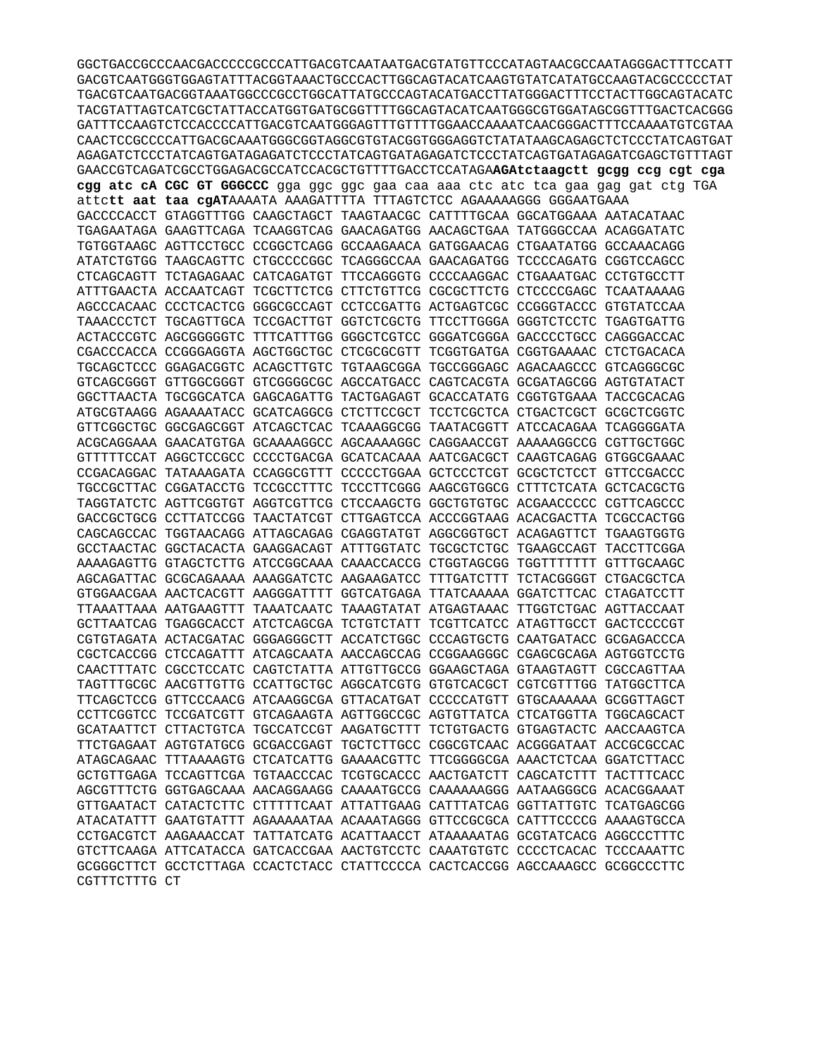GGCTGACCGCCCAACGACCCCCGCCCATTGACGTCAATAATGACGTATGTTCCCATAGTAACGCCAATAGGGACTTTCCATT
GACGTCAATGGGTGGAGTATTTACGGTAAACTGCCCACTTGGCAGTACATCAAGTGTATCATATGCCAAGTACGCCCCCTAT
TGACGTCAATGACGGTAAATGGCCCGCCTGGCATTATGCCCAGTACATGACCTTATGGGACTTTCCTACTTGGCAGTACATC
TACGTATTAGTCATCGCTATTACCATGGTGATGCGGTTTTGGCAGTACATCAATGGGCGTGGATAGCGGTTTGACTCACGGG
GATTTCCAAGTCTCCACCCCATTGACGTCAATGGGAGTTTGTTTTGGAACCAAAATCAACGGGACTTTCCAAAATGTCGTAA
CAACTCCGCCCCATTGACGCAAATGGGCGGTAGGCGTGTACGGTGGGAGGTCTATATAAGCAGAGCTCTCCCTATCAGTGAT
AGAGATCTCCCTATCAGTGATAGAGATCTCCCTATCAGTGATAGAGATCTCCCTATCAGTGATAGAGATCGAGCTGTTTAGT
GAACCGTCAGATCGCCTGGAGACGCCATCCACGCTGTTTTGACCTCCATAGA**AGAtctaagctt gcgg ccg cgt cga
cgg atc cA CGC GT GGGCCC** gga ggc ggc gaa caa aaa ctc atc tca gaa gag gat ctg TGA
attc**tt aat taa cgAT**AAAATA AAAGATTTTA TTTAGTCTCC AGAAAAAGGG GGGAATGAAA
GACCCCACCT GTAGGTTTGG CAAGCTAGCT TAAGTAACGC CATTTTGCAA GGCATGGAAA AATACATAAC
TGAGAATAGA GAAGTTCAGA TCAAGGTCAG GAACAGATGG AACAGCTGAA TATGGGCCAA ACAGGATATC
TGTGGTAAGC AGTTCCTGCC CCGGCTCAGG GCCAAGAACA GATGGAACAG CTGAATATGG GCCAAACAGG
ATATCTGTGG TAAGCAGTTC CTGCCCCGGC TCAGGGCCAA GAACAGATGG TCCCCAGATG CGGTCCAGCC
CTCAGCAGTT TCTAGAGAAC CATCAGATGT TTCCAGGGTG CCCCAAGGAC CTGAAATGAC CCTGTGCCTT
ATTTGAACTA ACCAATCAGT TCGCTTCTCG CTTCTGTTCG CGCGCTTCTG CTCCCCGAGC TCAATAAAAG
AGCCCACAAC CCCTCACTCG GGGCGCCAGT CCTCCGATTG ACTGAGTCGC CCGGGTACCC GTGTATCCAA
TAAACCCTCT TGCAGTTGCA TCCGACTTGT GGTCTCGCTG TTCCTTGGGA GGGTCTCCTC TGAGTGATTG
ACTACCCGTC AGCGGGGGTC TTTCATTTGG GGGCTCGTCC GGGATCGGGA GACCCCTGCC CAGGGACCAC
CGACCCACCA CCGGGAGGTA AGCTGGCTGC CTCGCGCGTT TCGGTGATGA CGGTGAAAAC CTCTGACACA
TGCAGCTCCC GGAGACGGTC ACAGCTTGTC TGTAAGCGGA TGCCGGGAGC AGACAAGCCC GTCAGGGCGC
GTCAGCGGGT GTTGGCGGGT GTCGGGGCGC AGCCATGACC CAGTCACGTA GCGATAGCGG AGTGTATACT
GGCTTAACTA TGCGGCATCA GAGCAGATTG TACTGAGAGT GCACCATATG CGGTGTGAAA TACCGCACAG
ATGCGTAAGG AGAAAATACC GCATCAGGCG CTCTTCCGCT TCCTCGCTCA CTGACTCGCT GCGCTCGGTC
GTTCGGCTGC GGCGAGCGGT ATCAGCTCAC TCAAAGGCGG TAATACGGTT ATCCACAGAA TCAGGGGATA
ACGCAGGAAA GAACATGTGA GCAAAAGGCC AGCAAAAGGC CAGGAACCGT AAAAAGGCCG CGTTGCTGGC
GTTTTTCCAT AGGCTCCGCC CCCCTGACGA GCATCACAAA AATCGACGCT CAAGTCAGAG GTGGCGAAAC
CCGACAGGAC TATAAAGATA CCAGGCGTTT CCCCCTGGAA GCTCCCTCGT GCGCTCTCCT GTTCCGACCC
TGCCGCTTAC CGGATACCTG TCCGCCTTTC TCCCTTCGGG AAGCGTGGCG CTTTCTCATA GCTCACGCTG
TAGGTATCTC AGTTCGGTGT AGGTCGTTCG CTCCAAGCTG GGCTGTGTGC ACGAACCCCC CGTTCAGCCC
GACCGCTGCG CCTTATCCGG TAACTATCGT CTTGAGTCCA ACCCGGTAAG ACACGACTTA TCGCCACTGG
CAGCAGCCAC TGGTAACAGG ATTAGCAGAG CGAGGTATGT AGGCGGTGCT ACAGAGTTCT TGAAGTGGTG
GCCTAACTAC GGCTACACTA GAAGGACAGT ATTTGGTATC TGCGCTCTGC TGAAGCCAGT TACCTTCGGA
AAAAGAGTTG GTAGCTCTTG ATCCGGCAAA CAAACCACCG CTGGTAGCGG TGGTTTTTTT GTTTGCAAGC
AGCAGATTAC GCGCAGAAAA AAAGGATCTC AAGAAGATCC TTTGATCTTT TCTACGGGGT CTGACGCTCA
GTGGAACGAA AACTCACGTT AAGGGATTTT GGTCATGAGA TTATCAAAAA GGATCTTCAC CTAGATCCTT
TTAAATTAAA AATGAAGTTT TAAATCAATC TAAAGTATAT ATGAGTAAAC TTGGTCTGAC AGTTACCAAT
GCTTAATCAG TGAGGCACCT ATCTCAGCGA TCTGTCTATT TCGTTCATCC ATAGTTGCCT GACTCCCCGT
CGTGTAGATA ACTACGATAC GGGAGGGCTT ACCATCTGGC CCCAGTGCTG CAATGATACC GCGAGACCCA
CGCTCACCGG CTCCAGATTT ATCAGCAATA AACCAGCCAG CCGGAAGGGC CGAGCGCAGA AGTGGTCCTG
CAACTTTATC CGCCTCCATC CAGTCTATTA ATTGTTGCCG GGAAGCTAGA GTAAGTAGTT CGCCAGTTAA
TAGTTTGCGC AACGTTGTTG CCATTGCTGC AGGCATCGTG GTGTCACGCT CGTCGTTTGG TATGGCTTCA
TTCAGCTCCG GTTCCCAACG ATCAAGGCGA GTTACATGAT CCCCCATGTT GTGCAAAAAA GCGGTTAGCT
CCTTCGGTCC TCCGATCGTT GTCAGAAGTA AGTTGGCCGC AGTGTTATCA CTCATGGTTA TGGCAGCACT
GCATAATTCT CTTACTGTCA TGCCATCCGT AAGATGCTTT TCTGTGACTG GTGAGTACTC AACCAAGTCA
TTCTGAGAAT AGTGTATGCG GCGACCGAGT TGCTCTTGCC CGGCGTCAAC ACGGGATAAT ACCGCGCCAC
ATAGCAGAAC TTTAAAAGTG CTCATCATTG GAAAACGTTC TTCGGGGCGA AAACTCTCAA GGATCTTACC
GCTGTTGAGA TCCAGTTCGA TGTAACCCAC TCGTGCACCC AACTGATCTT CAGCATCTTT TACTTTCACC
AGCGTTTCTG GGTGAGCAAA AACAGGAAGG CAAAATGCCG CAAAAAAGGG AATAAGGGCG ACACGGAAAT
GTTGAATACT CATACTCTTC CTTTTTCAAT ATTATTGAAG CATTTATCAG GGTTATTGTC TCATGAGCGG
ATACATATTT GAATGTATTT AGAAAAATAA ACAAATAGGG GTTCCGCGCA CATTTCCCCG AAAAGTGCCA
CCTGACGTCT AAGAAACCAT TATTATCATG ACATTAACCT ATAAAAATAG GCGTATCACG AGGCCCTTTC
GTCTTCAAGA ATTCATACCA GATCACCGAA AACTGTCCTC CAAATGTGTC CCCCTCACAC TCCCAAATTC
GCGGGCTTCT GCCTCTTAGA CCACTCTACC CTATTCCCCA CACTCACCGG AGCCAAAGCC GCGGCCCTTC
CGTTTCTTTG CT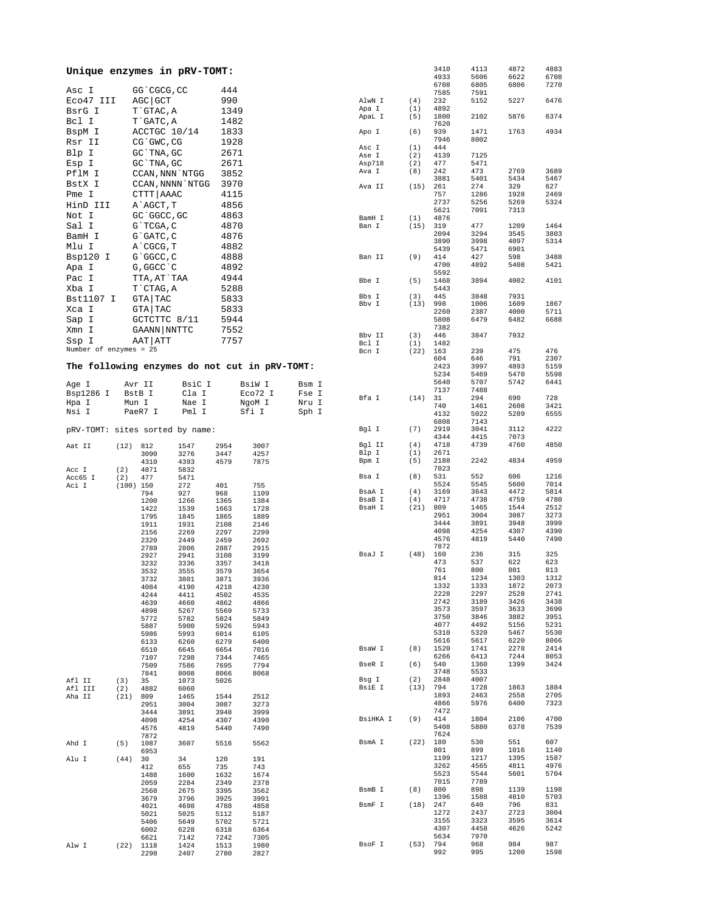## Unique enzymes in pRV-TOMT:

| Enzyme | Site | Position |
|---|---|---|
| Asc I | GG`CGCG,CC | 444 |
| Eco47 III | AGC\|GCT | 990 |
| BsrG I | T`GTAC,A | 1349 |
| Bcl I | T`GATC,A | 1482 |
| BspM I | ACCTGC 10/14 | 1833 |
| Rsr II | CG`GWC,CG | 1928 |
| Blp I | GC`TNA,GC | 2671 |
| Esp I | GC`TNA,GC | 2671 |
| PflM I | CCAN,NNN`NTGG | 3852 |
| BstX I | CCAN,NNNN`NTGG | 3970 |
| Pme I | CTTT\|AAAC | 4115 |
| HinD III | A`AGCT,T | 4856 |
| Not I | GC`GGCC,GC | 4863 |
| Sal I | G`TCGA,C | 4870 |
| BamH I | G`GATC,C | 4876 |
| Mlu I | A`CGCG,T | 4882 |
| Bsp120 I | G`GGCC,C | 4888 |
| Apa I | G,GGCC`C | 4892 |
| Pac I | TTA,AT`TAA | 4944 |
| Xba I | T`CTAG,A | 5288 |
| Bst1107 I | GTA\|TAC | 5833 |
| Xca I | GTA\|TAC | 5833 |
| Sap I | GCTCTTC 8/11 | 5944 |
| Xmn I | GAANN\|NNTTC | 7552 |
| Ssp I | AAT\|ATT | 7757 |

Number of enzymes = 25

## The following enzymes do not cut in pRV-TOMT:

| | | | | |
|---|---|---|---|---|
| Age I | Avr II | BsiC I | BsiW I | Bsm I |
| Bsp1286 I | BstB I | Cla I | Eco72 I | Fse I |
| Hpa I | Mun I | Nae I | NgoM I | Nru I |
| Nsi I | PaeR7 I | Pml I | Sfi I | Sph I |

pRV-TOMT: sites sorted by name:

```
Aat II    (12)  812    1547   2954   3007
                3090   3276   3447   4257
                4310   4393   4579   7875
Acc I     (2)   4871   5832
Acc65 I   (2)   477    5471
Aci I     (100) 150    272    401    755
                794    927    968    1109
                1200   1266   1365   1384
                1422   1539   1663   1728
                1795   1845   1865   1889
                1911   1931   2108   2146
                2156   2269   2297   2299
                2320   2449   2459   2692
                2789   2806   2887   2915
                2927   2941   3108   3199
                3232   3336   3357   3418
                3532   3555   3579   3654
                3732   3801   3871   3936
                4084   4190   4218   4230
                4244   4411   4502   4535
                4639   4660   4862   4866
                4898   5267   5569   5733
                5772   5782   5824   5849
                5887   5900   5926   5943
                5986   5993   6014   6105
                6133   6260   6279   6400
                6510   6645   6654   7016
                7107   7298   7344   7465
                7509   7586   7695   7794
                7841   8008   8066   8068
Afl II    (3)   35     1073   5026
Afl III   (2)   4882   6060
Aha II    (21)  809    1465   1544   2512
                2951   3004   3087   3273
                3444   3891   3948   3999
                4098   4254   4307   4390
                4576   4819   5440   7490
                7872
Ahd I     (5)   1087   3607   5516   5562
                6953
Alu I     (44)  30     34     120    191
                412    655    735    743
                1488   1600   1632   1674
                2059   2284   2349   2378
                2568   2675   3395   3562
                3679   3796   3925   3991
                4021   4698   4788   4858
                5021   5025   5112   5187
                5406   5649   5702   5721
                6002   6228   6318   6364
                6621   7142   7242   7305
Alw I     (22)  1118   1424   1513   1980
                2298   2407   2780   2827
                3410   4113   4872   4883
                4933   5606   6622   6708
                6708   6805   6806   7270
                7585   7591
AlwN I    (4)   232    5152   5227   6476
Apa I     (1)   4892
ApaL I    (5)   1800   2102   5876   6374
                7620
Apo I     (6)   939    1471   1763   4934
                7946   8002
Asc I     (1)   444
Ase I     (2)   4139   7125
Asp718    (2)   477    5471
Ava I     (8)   242    473    2769   3689
                3881   5401   5434   5467
Ava II    (15)  261    274    329    627
                757    1286   1928   2469
                2737   5256   5269   5324
                5621   7091   7313
BamH I    (1)   4876
Ban I     (15)  319    477    1209   1464
                2094   3294   3545   3803
                3890   3998   4097   5314
                5439   5471   6901
Ban II    (9)   414    427    598    3488
                4700   4892   5408   5421
                5592
Bbe I     (5)   1468   3894   4002   4101
                5443
Bbs I     (3)   445    3848   7931
Bbv I     (13)  998    1006   1609   1867
                2260   2387   4000   5711
                5808   6479   6482   6688
                7382
Bbv II    (3)   446    3847   7932
Bcl I     (1)   1482
Bcn I     (22)  163    239    475    476
                604    646    791    2307
                2423   3997   4893   5159
                5234   5469   5470   5598
                5640   5707   5742   6441
                7137   7488
Bfa I     (14)  31     294    690    728
                740    1461   2608   3421
                4132   5022   5289   6555
                6808   7143
Bgl I     (7)   2919   3041   3112   4222
                4344   4415   7073
Bgl II    (4)   4718   4739   4760   4850
Blp I     (1)   2671
Bpm I     (5)   2188   2242   4834   4959
                7023
Bsa I     (8)   531    552    606    1216
                5524   5545   5600   7014
BsaA I    (4)   3169   3643   4472   5814
BsaB I    (4)   4717   4738   4759   4780
BsaH I    (21)  809    1465   1544   2512
                2951   3004   3087   3273
                3444   3891   3948   3999
                4098   4254   4307   4390
                4576   4819   5440   7490
                7872
BsaJ I    (48)  160    236    315    325
                473    537    622    623
                761    800    801    813
                814    1234   1303   1312
                1332   1333   1872   2073
                2228   2297   2528   2741
                2742   3189   3426   3438
                3573   3597   3633   3690
                3750   3846   3882   3951
                4077   4492   5156   5231
                5310   5320   5467   5530
                5616   5617   6220   8066
BsaW I    (8)   1520   1741   2278   2414
                6266   6413   7244   8053
BseR I    (6)   540    1360   1399   3424
                3748   5533
Bsg I     (2)   2848   4007
BsiE I    (13)  794    1728   1863   1884
                1893   2463   2558   2705
                4866   5976   6400   7323
                7472
BsiHKA I  (9)   414    1804   2106   4700
                5408   5880   6378   7539
                7624
BsmA I    (22)  180    530    551    607
                801    899    1016   1140
                1199   1217   1395   1587
                3262   4565   4811   4976
                5523   5544   5601   5704
                7015   7789
BsmB I    (8)   800    898    1139   1198
                1396   1588   4810   5703
BsmF I    (18)  247    640    796    831
                1272   2437   2723   3004
                3155   3323   3595   3614
                4307   4458   4626   5242
                5634   7970
BsoF I    (53)  794    968    984    987
                992    995    1200   1598
```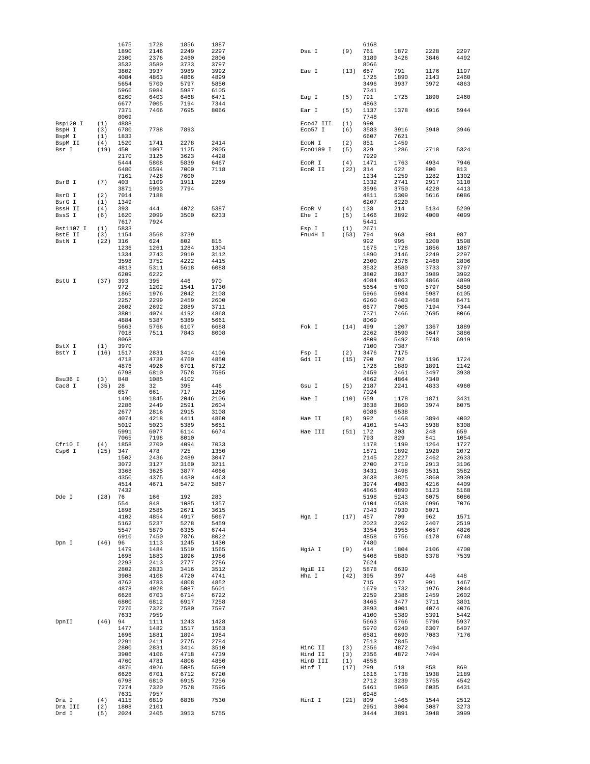```
                1675     1728     1856     1887                            6168
                1890     2146     2249     2297     Dsa I       (9)   761      1872     2228     2297
                2300     2376     2460     2806                       3189     3426     3846     4492
                3532     3580     3733     3797                       8066
                3802     3937     3989     3992     Eae I       (13)  657      791      1176     1197
                4084     4863     4866     4899                       1725     1890     2143     2460
                5654     5700     5797     5850                       3496     3937     3972     4863
                5966     5984     5987     6105                       7341
                6260     6403     6468     6471     Eag I       (5)   791      1725     1890     2460
                6677     7005     7194     7344                       4863
                7371     7466     7695     8066     Ear I       (5)   1137     1378     4916     5944
                8069                                                  7748
Bsp120 I  (1)   4888                                Eco47 III   (1)   990
BspH I    (3)   6780     7788     7893              Eco57 I     (6)   3583     3916     3940     3946
BspM I    (1)   1833                                                  6607     7621
BspM II   (4)   1520     1741     2278     2414     EcoN I      (2)   851      1459
Bsr I     (19)  450      1097     1125     2005     EcoO109 I   (5)   329      1286     2718     5324
                2170     3125     3623     4428                       7929
                5444     5808     5839     6467     EcoR I      (4)   1471     1763     4934     7946
                6480     6594     7000     7118     EcoR II     (22)  314      622      800      813
                7161     7428     7600                                1234     1259     1282     1302
BsrB I    (7)   403      1109     1911     2269                       1332     2741     2917     3110
                3871     5993     7794                                3596     3750     4220     4413
BsrD I    (2)   7014     7188                                         4811     5309     5616     6086
BsrG I    (1)   1349                                                  6207     6220
BssH II   (4)   393      444      4072     5387     EcoR V      (4)   138      214      5134     5209
BssS I    (6)   1620     2099     3500     6233     Ehe I       (5)   1466     3892     4000     4099
                7617     7924                                         5441
Bst1107 I (1)   5833                                Esp I       (1)   2671
BstE II   (3)   1154     3568     3739              Fnu4H I     (53)  794      968      984      987
BstN I    (22)  316      624      802      815                        992      995      1200     1598
                1236     1261     1284     1304                       1675     1728     1856     1887
                1334     2743     2919     3112                       1890     2146     2249     2297
                3598     3752     4222     4415                       2300     2376     2460     2806
                4813     5311     5618     6088                       3532     3580     3733     3797
                6209     6222                                         3802     3937     3989     3992
BstU I    (37)  393      395      446      970                        4084     4863     4866     4899
                972      1202     1541     1730                       5654     5700     5797     5850
                1865     1976     2042     2108                       5966     5984     5987     6105
                2257     2299     2459     2600                       6260     6403     6468     6471
                2602     2692     2889     3711                       6677     7005     7194     7344
                3801     4074     4192     4868                       7371     7466     7695     8066
                4884     5387     5389     5661                       8069
                5663     5766     6107     6688     Fok I       (14)  499      1207     1367     1889
                7018     7511     7843     8008                       2262     3590     3647     3886
                8068                                                  4809     5492     5748     6919
BstX I    (1)   3970                                                  7100     7387
BstY I    (16)  1517     2831     3414     4106     Fsp I       (2)   3476     7175
                4718     4739     4760     4850     Gdi II      (15)  790      792      1196     1724
                4876     4926     6701     6712                       1726     1889     1891     2142
                6798     6810     7578     7595                       2459     2461     3497     3938
Bsu36 I   (3)   848      1085     4102                                4862     4864     7340
Cac8 I    (35)  28       32       395      446      Gsu I       (5)   2187     2241     4833     4960
                657      661      717      1266                       7024
                1490     1845     2046     2106     Hae I       (10)  659      1178     1871     3431
                2286     2449     2591     2604                       3638     3860     3974     6075
                2677     2816     2915     3108                       6086     6538
                4074     4218     4411     4860     Hae II      (8)   992      1468     3894     4002
                5019     5023     5389     5651                       4101     5443     5938     6308
                5991     6077     6114     6674     Hae III     (51)  172      203      248      659
                7065     7198     8010                                793      829      841      1054
Cfr10 I   (4)   1858     2700     4094     7033                       1178     1199     1264     1727
Csp6 I    (25)  347      478      725      1350                       1871     1892     1920     2072
                1502     2436     2489     3047                       2145     2227     2462     2633
                3072     3127     3160     3211                       2700     2719     2913     3106
                3368     3625     3877     4066                       3431     3498     3531     3582
                4350     4375     4430     4463                       3638     3825     3860     3939
                4514     4671     5472     5867                       3974     4083     4216     4409
                7432                                                  4865     4890     5123     5168
Dde I     (28)  76       166      192      283                        5198     5243     6075     6086
                554      848      1085     1357                       6104     6538     6996     7076
                1898     2585     2671     3615                       7343     7930     8071
                4102     4854     4917     5067     Hga I       (17)  457      709      962      1571
                5162     5237     5278     5459                       2023     2262     2407     2519
                5547     5870     6335     6744                       3354     3955     4657     4826
                6910     7450     7876     8022                       4858     5756     6170     6748
Dpn I     (46)  96       1113     1245     1430                       7480
                1479     1484     1519     1565     HgiA I      (9)   414      1804     2106     4700
                1698     1883     1896     1986                       5408     5880     6378     7539
                2293     2413     2777     2786                       7624
                2802     2833     3416     3512     HgiE II     (2)   5878     6639
                3908     4108     4720     4741     Hha I       (42)  395      397      446      448
                4762     4783     4808     4852                       715      972      991      1467
                4878     4928     5087     5601                       1679     1732     1976     2044
                6628     6703     6714     6722                       2259     2386     2459     2602
                6800     6812     6917     7258                       3465     3477     3711     3801
                7276     7322     7580     7597                       3893     4001     4074     4076
                7633     7959                                         4100     5389     5391     5442
DpnII     (46)  94       1111     1243     1428                       5663     5766     5796     5937
                1477     1482     1517     1563                       5970     6240     6307     6407
                1696     1881     1894     1984                       6581     6690     7083     7176
                2291     2411     2775     2784                       7513     7845
                2800     2831     3414     3510     HinC II     (3)   2356     4872     7494
                3906     4106     4718     4739     Hind II     (3)   2356     4872     7494
                4760     4781     4806     4850     HinD III    (1)   4856
                4876     4926     5085     5599     Hinf I      (17)  299      518      858      869
                6626     6701     6712     6720                       1616     1738     1938     2189
                6798     6810     6915     7256                       2712     3239     3755     4542
                7274     7320     7578     7595                       5461     5960     6035     6431
                7631     7957                                         6948
Dra I     (4)   4115     6819     6838     7530     HinI I      (21)  809      1465     1544     2512
Dra III   (2)   1808     2101                                         2951     3004     3087     3273
Drd I     (5)   2024     2405     3953     5755                       3444     3891     3948     3999
```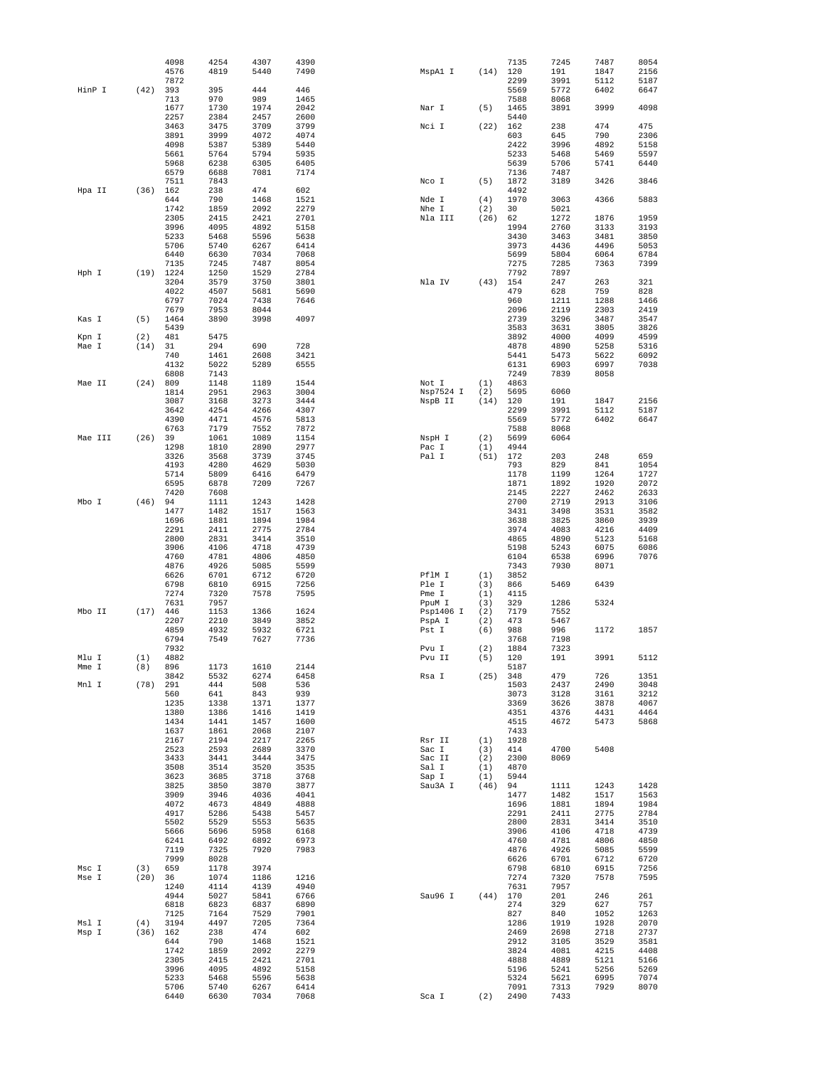```
                4098    4254    4307    4390
                4576    4819    5440    7490
                7872
HinP I    (42)  393     395     444     446
                713     970     989     1465
                1677    1730    1974    2042
                2257    2384    2457    2600
                3463    3475    3709    3799
                3891    3999    4072    4074
                4098    5387    5389    5440
                5661    5764    5794    5935
                5968    6238    6305    6405
                6579    6688    7081    7174
                7511    7843
Hpa II    (36)  162     238     474     602
                644     790     1468    1521
                1742    1859    2092    2279
                2305    2415    2421    2701
                3996    4095    4892    5158
                5233    5468    5596    5638
                5706    5740    6267    6414
                6440    6630    7034    7068
                7135    7245    7487    8054
Hph I     (19)  1224    1250    1529    2784
                3204    3579    3750    3801
                4022    4507    5681    5690
                6797    7024    7438    7646
                7679    7953    8044
Kas I     (5)   1464    3890    3998    4097
                5439
Kpn I     (2)   481     5475
Mae I     (14)  31      294     690     728
                740     1461    2608    3421
                4132    5022    5289    6555
                6808    7143
Mae II    (24)  809     1148    1189    1544
                1814    2951    2963    3004
                3087    3168    3273    3444
                3642    4254    4266    4307
                4390    4471    4576    5813
                6763    7179    7552    7872
Mae III   (26)  39      1061    1089    1154
                1298    1810    2890    2977
                3326    3568    3739    3745
                4193    4280    4629    5030
                5714    5809    6416    6479
                6595    6878    7209    7267
                7420    7608
Mbo I     (46)  94      1111    1243    1428
                1477    1482    1517    1563
                1696    1881    1894    1984
                2291    2411    2775    2784
                2800    2831    3414    3510
                3906    4106    4718    4739
                4760    4781    4806    4850
                4876    4926    5085    5599
                6626    6701    6712    6720
                6798    6810    6915    7256
                7274    7320    7578    7595
                7631    7957
Mbo II    (17)  446     1153    1366    1624
                2207    2210    3849    3852
                4859    4932    5932    6721
                6794    7549    7627    7736
                7932
Mlu I     (1)   4882
Mme I     (8)   896     1173    1610    2144
                3842    5532    6274    6458
Mnl I     (78)  291     444     508     536
                560     641     843     939
                1235    1338    1371    1377
                1380    1386    1416    1419
                1434    1441    1457    1600
                1637    1861    2068    2107
                2167    2194    2217    2265
                2523    2593    2689    3370
                3433    3441    3444    3475
                3508    3514    3520    3535
                3623    3685    3718    3768
                3825    3850    3870    3877
                3909    3946    4036    4041
                4072    4673    4849    4888
                4917    5286    5438    5457
                5502    5529    5553    5635
                5666    5696    5958    6168
                6241    6492    6892    6973
                7119    7325    7920    7983
                7999    8028
Msc I     (3)   659     1178    3974
Mse I     (20)  36      1074    1186    1216
                1240    4114    4139    4940
                4944    5027    5841    6766
                6818    6823    6837    6890
                7125    7164    7529    7901
Msl I     (4)   3194    4497    7205    7364
Msp I     (36)  162     238     474     602
                644     790     1468    1521
                1742    1859    2092    2279
                2305    2415    2421    2701
                3996    4095    4892    5158
                5233    5468    5596    5638
                5706    5740    6267    6414
                6440    6630    7034    7068

                7135    7245    7487    8054
MspA1 I   (14)  120     191     1847    2156
                2299    3991    5112    5187
                5569    5772    6402    6647
                7588    8068
Nar I     (5)   1465    3891    3999    4098
                5440
Nci I     (22)  162     238     474     475
                603     645     790     2306
                2422    3996    4892    5158
                5233    5468    5469    5597
                5639    5706    5741    6440
                7136    7487
Nco I     (5)   1872    3189    3426    3846
                4492
Nde I     (4)   1970    3063    4366    5883
Nhe I     (2)   30      5021
Nla III   (26)  62      1272    1876    1959
                1994    2760    3133    3193
                3430    3463    3481    3850
                3973    4436    4496    5053
                5699    5804    6064    6784
                7275    7285    7363    7399
                7792    7897
Nla IV    (43)  154     247     263     321
                479     628     759     828
                960     1211    1288    1466
                2096    2119    2303    2419
                2739    3296    3487    3547
                3583    3631    3805    3826
                3892    4000    4099    4599
                4878    4890    5258    5316
                5441    5473    5622    6092
                6131    6903    6997    7038
                7249    7839    8058
Not I     (1)   4863
Nsp7524 I (2)   5695    6060
NspB II   (14)  120     191     1847    2156
                2299    3991    5112    5187
                5569    5772    6402    6647
                7588    8068
NspH I    (2)   5699    6064
Pac I     (1)   4944
Pal I     (51)  172     203     248     659
                793     829     841     1054
                1178    1199    1264    1727
                1871    1892    1920    2072
                2145    2227    2462    2633
                2700    2719    2913    3106
                3431    3498    3531    3582
                3638    3825    3860    3939
                3974    4083    4216    4409
                4865    4890    5123    5168
                5198    5243    6075    6086
                6104    6538    6996    7076
                7343    7930    8071
PflM I    (1)   3852
Ple I     (3)   866     5469    6439
Pme I     (1)   4115
PpuM I    (3)   329     1286    5324
Psp1406 I (2)   7179    7552
PspA I    (2)   473     5467
Pst I     (6)   988     996     1172    1857
                3768    7198
Pvu I     (2)   1884    7323
Pvu II    (5)   120     191     3991    5112
                5187
Rsa I     (25)  348     479     726     1351
                1503    2437    2490    3048
                3073    3128    3161    3212
                3369    3626    3878    4067
                4351    4376    4431    4464
                4515    4672    5473    5868
                7433
Rsr II    (1)   1928
Sac I     (3)   414     4700    5408
Sac II    (2)   2300    8069
Sal I     (1)   4870
Sap I     (1)   5944
Sau3A I   (46)  94      1111    1243    1428
                1477    1482    1517    1563
                1696    1881    1894    1984
                2291    2411    2775    2784
                2800    2831    3414    3510
                3906    4106    4718    4739
                4760    4781    4806    4850
                4876    4926    5085    5599
                6626    6701    6712    6720
                6798    6810    6915    7256
                7274    7320    7578    7595
                7631    7957
Sau96 I   (44)  170     201     246     261
                274     329     627     757
                827     840     1052    1263
                1286    1919    1928    2070
                2469    2698    2718    2737
                2912    3105    3529    3581
                3824    4081    4215    4408
                4888    4889    5121    5166
                5196    5241    5256    5269
                5324    5621    6995    7074
                7091    7313    7929    8070
Sca I     (2)   2490    7433
```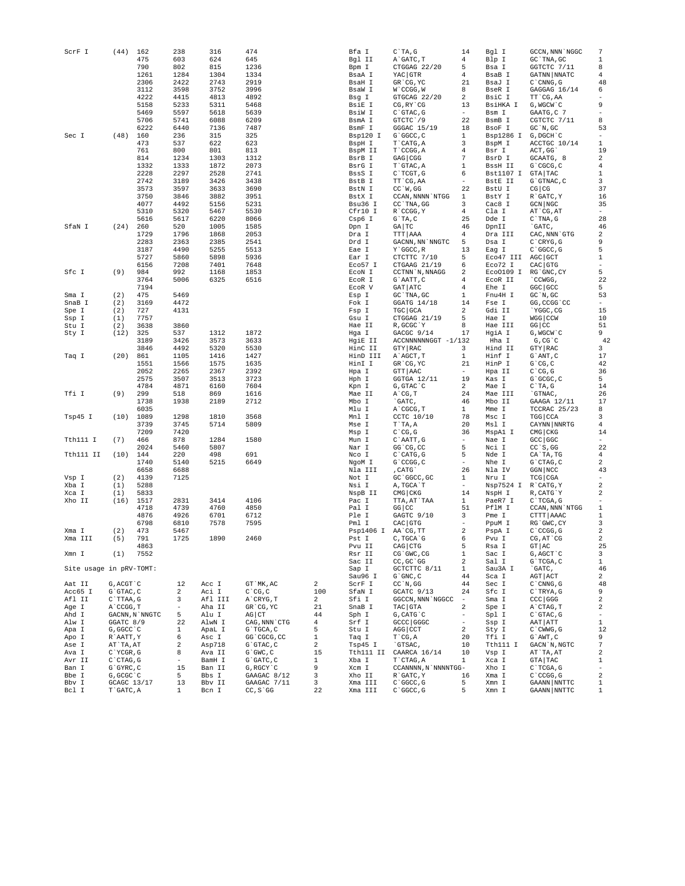| | | | | | | | | | | | | | |
|---|---|---|---|---|---|---|---|---|---|---|---|---|---|
| ScrF I | (44) | 162 | 238 | 316 | 474 | | Bfa I | C`TA,G | 14 | Bgl I | GCCN,NNN`NGGC | 7 |
| | | 475 | 603 | 624 | 645 | | Bgl II | A`GATC,T | 4 | Blp I | GC`TNA,GC | 1 |
| | | 790 | 802 | 815 | 1236 | | Bpm I | CTGGAG 22/20 | 5 | Bsa I | GGTCTC 7/11 | 8 |
| | | 1261 | 1284 | 1304 | 1334 | | BsaA I | YAC\|GTR | 4 | BsaB I | GATNN\|NNATC | 4 |
| | | 2306 | 2422 | 2743 | 2919 | | BsaH I | GR`CG,YC | 21 | BsaJ I | C`CNNG,G | 48 |
| | | 3112 | 3598 | 3752 | 3996 | | BsaW I | W`CCGG,W | 8 | BseR I | GAGGAG 16/14 | 6 |
| | | 4222 | 4415 | 4813 | 4892 | | Bsg I | GTGCAG 22/20 | 2 | BsiC I | TT`CG,AA | - |
| | | 5158 | 5233 | 5311 | 5468 | | BsiE I | CG,RY`CG | 13 | BsiHKA I | G,WGCW`C | 9 |
| | | 5469 | 5597 | 5618 | 5639 | | BsiW I | C`GTAC,G | - | Bsm I | GAATG,C 7 | - |
| | | 5706 | 5741 | 6088 | 6209 | | BsmA I | GTCTC`/9 | 22 | BsmB I | CGTCTC 7/11 | 8 |
| | | 6222 | 6440 | 7136 | 7487 | | BsmF I | GGGAC 15/19 | 18 | BsoF I | GC`N,GC | 53 |
| Sec I | (48) | 160 | 236 | 315 | 325 | | Bsp120 I | G`GGCC,C | 1 | Bsp1286 I | G,DGCH`C | - |
| | | 473 | 537 | 622 | 623 | | BspH I | T`CATG,A | 3 | BspM I | ACCTGC 10/14 | 1 |
| | | 761 | 800 | 801 | 813 | | BspM II | T`CCGG,A | 4 | Bsr I | ACT,GG` | 19 |
| | | 814 | 1234 | 1303 | 1312 | | BsrB I | GAG\|CGG | 7 | BsrD I | GCAATG, 8 | 2 |
| | | 1332 | 1333 | 1872 | 2073 | | BsrG I | T`GTAC,A | 1 | BssH II | G`CGCG,C | 4 |
| | | 2228 | 2297 | 2528 | 2741 | | BssS I | C`TCGT,G | 6 | Bst1107 I | GTA\|TAC | 1 |
| | | 2742 | 3189 | 3426 | 3438 | | BstB I | TT`CG,AA | - | BstE II | G`GTNAC,C | 3 |
| | | 3573 | 3597 | 3633 | 3690 | | BstN I | CC`W,GG | 22 | BstU I | CG\|CG | 37 |
| | | 3750 | 3846 | 3882 | 3951 | | BstX I | CCAN,NNNN`NTGG | 1 | BstY I | R`GATC,Y | 16 |
| | | 4077 | 4492 | 5156 | 5231 | | Bsu36 I | CC`TNA,GG | 3 | Cac8 I | GCN\|NGC | 35 |
| | | 5310 | 5320 | 5467 | 5530 | | Cfr10 I | R`CCGG,Y | 4 | Cla I | AT`CG,AT | - |
| | | 5616 | 5617 | 6220 | 8066 | | Csp6 I | G`TA,C | 25 | Dde I | C`TNA,G | 28 |
| SfaN I | (24) | 260 | 520 | 1005 | 1585 | | Dpn I | GA\|TC | 46 | DpnII | `GATC, | 46 |
| | | 1729 | 1796 | 1868 | 2053 | | Dra I | TTT\|AAA | 4 | Dra III | CAC,NNN`GTG | 2 |
| | | 2283 | 2363 | 2385 | 2541 | | Drd I | GACNN,NN`NNGTC | 5 | Dsa I | C`CRYG,G | 9 |
| | | 3187 | 4490 | 5255 | 5513 | | Eae I | Y`GGCC,R | 13 | Eag I | C`GGCC,G | 5 |
| | | 5727 | 5860 | 5898 | 5936 | | Ear I | CTCTTC 7/10 | 5 | Eco47 III | AGC\|GCT | 1 |
| | | 6156 | 7208 | 7401 | 7648 | | Eco57 I | CTGAAG 21/19 | 6 | Eco72 I | CAC\|GTG | - |
| Sfc I | (9) | 984 | 992 | 1168 | 1853 | | EcoN I | CCTNN`N,NNAGG | 2 | EcoO109 I | RG`GNC,CY | 5 |
| | | 3764 | 5006 | 6325 | 6516 | | EcoR I | G`AATT,C | 4 | EcoR II | `CCWGG, | 22 |
| | | 7194 | | | | | EcoR V | GAT\|ATC | 4 | Ehe I | GGC\|GCC | 5 |
| Sma I | (2) | 475 | 5469 | | | | Esp I | GC`TNA,GC | 1 | Fnu4H I | GC`N,GC | 53 |
| SnaB I | (2) | 3169 | 4472 | | | | Fok I | GGATG 14/18 | 14 | Fse I | GG,CCGG`CC | - |
| Spe I | (2) | 727 | 4131 | | | | Fsp I | TGC\|GCA | 2 | Gdi II | `YGGC,CG | 15 |
| Ssp I | (1) | 7757 | | | | | Gsu I | CTGGAG 21/19 | 5 | Hae I | WGG\|CCW | 10 |
| Stu I | (2) | 3638 | 3860 | | | | Hae II | R,GCGC`Y | 8 | Hae III | GG\|CC | 51 |
| Sty I | (12) | 325 | 537 | 1312 | 1872 | | Hga I | GACGC 9/14 | 17 | HgiA I | G,WGCW`C | 9 |
| | | 3189 | 3426 | 3573 | 3633 | | HgiE II | ACCNNNNNNGGT -1/132 | | Hha I | G,CG`C | 42 |
| | | 3846 | 4492 | 5320 | 5530 | | HinC II | GTY\|RAC | 3 | Hind II | GTY\|RAC | 3 |
| Taq I | (20) | 861 | 1105 | 1416 | 1427 | | HinD III | A`AGCT,T | 1 | Hinf I | G`ANT,C | 17 |
| | | 1551 | 1566 | 1575 | 1635 | | HinI I | GR`CG,YC | 21 | HinP I | G`CG,C | 42 |
| | | 2052 | 2265 | 2367 | 2392 | | Hpa I | GTT\|AAC | - | Hpa II | C`CG,G | 36 |
| | | 2575 | 3507 | 3513 | 3723 | | Hph I | GGTGA 12/11 | 19 | Kas I | G`GCGC,C | 5 |
| | | 4784 | 4871 | 6160 | 7604 | | Kpn I | G,GTAC`C | 2 | Mae I | C`TA,G | 14 |
| Tfi I | (9) | 299 | 518 | 869 | 1616 | | Mae II | A`CG,T | 24 | Mae III | `GTNAC, | 26 |
| | | 1738 | 1938 | 2189 | 2712 | | Mbo I | `GATC, | 46 | Mbo II | GAAGA 12/11 | 17 |
| | | 6035 | | | | | Mlu I | A`CGCG,T | 1 | Mme I | TCCRAC 25/23 | 8 |
| Tsp45 I | (10) | 1089 | 1298 | 1810 | 3568 | | Mnl I | CCTC 10/10 | 78 | Msc I | TGG\|CCA | 3 |
| | | 3739 | 3745 | 5714 | 5809 | | Mse I | T`TA,A | 20 | Msl I | CAYNN\|NNRTG | 4 |
| | | 7209 | 7420 | | | | Msp I | C`CG,G | 36 | MspA1 I | CMG\|CKG | 14 |
| Tth111 I | (7) | 466 | 878 | 1284 | 1580 | | Mun I | C`AATT,G | - | Nae I | GCC\|GGC | - |
| | | 2024 | 5460 | 5807 | | | Nar I | GG`CG,CC | 5 | Nci I | CC`S,GG | 22 |
| Tth111 II | (10) | 144 | 220 | 498 | 691 | | Nco I | C`CATG,G | 5 | Nde I | CA`TA,TG | 4 |
| | | 1740 | 5140 | 5215 | 6649 | | NgoM I | G`CCGG,C | - | Nhe I | G`CTAG,C | 2 |
| | | 6658 | 6688 | | | | Nla III | ,CATG` | 26 | Nla IV | GGN\|NCC | 43 |
| Vsp I | (2) | 4139 | 7125 | | | | Not I | GC`GGCC,GC | 1 | Nru I | TCG\|CGA | - |
| Xba I | (1) | 5288 | | | | | Nsi I | A,TGCA`T | - | Nsp7524 I | R`CATG,Y | 2 |
| Xca I | (1) | 5833 | | | | | NspB II | CMG\|CKG | 14 | NspH I | R,CATG`Y | 2 |
| Xho II | (16) | 1517 | 2831 | 3414 | 4106 | | Pac I | TTA,AT`TAA | 1 | PaeR7 I | C`TCGA,G | - |
| | | 4718 | 4739 | 4760 | 4850 | | Pal I | GG\|CC | 51 | PflM I | CCAN,NNN`NTGG | 1 |
| | | 4876 | 4926 | 6701 | 6712 | | Ple I | GAGTC 9/10 | 3 | Pme I | CTTT\|AAAC | 1 |
| | | 6798 | 6810 | 7578 | 7595 | | Pml I | CAC\|GTG | - | PpuM I | RG`GWC,CY | 3 |
| Xma I | (2) | 473 | 5467 | | | | Psp1406 I | AA`CG,TT | 2 | PspA I | C`CCGG,G | 2 |
| Xma III | (5) | 791 | 1725 | 1890 | 2460 | | Pst I | C,TGCA`G | 6 | Pvu I | CG,AT`CG | 2 |
| | | 4863 | | | | | Pvu II | CAG\|CTG | 5 | Rsa I | GT\|AC | 25 |
| Xmn I | (1) | 7552 | | | | | Rsr II | CG`GWC,CG | 1 | Sac I | G,AGCT`C | 3 |
| | | | | | | | Sac II | CC,GC`GG | 2 | Sal I | G`TCGA,C | 1 |
| Site usage in pRV-TOMT: | | | | | | | Sap I | GCTCTTC 8/11 | 1 | Sau3A I | `GATC, | 46 |
| | | | | | | | Sau96 I | G`GNC,C | 44 | Sca I | AGT\|ACT | 2 |

| | | | | | | | | | | | |
|---|---|---|---|---|---|---|---|---|---|---|---|
| Aat II | G,ACGT`C | 12 | Acc I | GT`MK,AC | 2 | ScrF I | CC`N,GG | 44 | Sec I | C`CNNG,G | 48 |
| Acc65 I | G`GTAC,C | 2 | Aci I | C`CG,C | 100 | SfaN I | GCATC 9/13 | 24 | Sfc I | C`TRYA,G | 9 |
| Afl II | C`TTAA,G | 3 | Afl III | A`CRYG,T | 2 | Sfi I | GGCCN,NNN`NGGCC | - | Sma I | CCC\|GGG | 2 |
| Age I | A`CCGG,T | - | Aha II | GR`CG,YC | 21 | SnaB I | TAC\|GTA | 2 | Spe I | A`CTAG,T | 2 |
| Ahd I | GACNN,N`NNGTC | 5 | Alu I | AG\|CT | 44 | Sph I | G,CATG`C | - | Spl I | C`GTAC,G | - |
| Alw I | GGATC 8/9 | 22 | AlwN I | CAG,NNN`CTG | 4 | Srf I | GCCC\|GGGC | - | Ssp I | AAT\|ATT | 1 |
| Apa I | G,GGCC`C | 1 | ApaL I | G`TGCA,C | 5 | Stu I | AGG\|CCT | 2 | Sty I | C`CWWG,G | 12 |
| Apo I | R`AATT,Y | 6 | Asc I | GG`CGCG,CC | 1 | Taq I | T`CG,A | 20 | Tfi I | G`AWT,C | 9 |
| Ase I | AT`TA,AT | 2 | Asp718 | G`GTAC,C | 2 | Tsp45 I | `GTSAC, | 10 | Tth111 I | GACN`N,NGTC | 7 |
| Ava I | C`YCGR,G | 8 | Ava II | G`GWC,C | 15 | Tth111 II | CAARCA 16/14 | 10 | Vsp I | AT`TA,AT | 2 |
| Avr II | C`CTAG,G | - | BamH I | G`GATC,C | 1 | Xba I | T`CTAG,A | 1 | Xca I | GTA\|TAC | 1 |
| Ban I | G`GYRC,C | 15 | Ban II | G,RGCY`C | 9 | Xcm I | CCANNNN,N`NNNNTGG- | | Xho I | C`TCGA,G | - |
| Bbe I | G,GCGC`C | 5 | Bbs I | GAAGAC 8/12 | 3 | Xho II | R`GATC,Y | 16 | Xma I | C`CCGG,G | 2 |
| Bbv I | GCAGC 13/17 | 13 | Bbv II | GAAGAC 7/11 | 3 | Xma III | C`GGCC,G | 5 | Xmn I | GAANN\|NNTTC | 1 |
| Bcl I | T`GATC,A | 1 | Bcn I | CC,S`GG | 22 | Xma III | C`GGCC,G | 5 | Xmn I | GAANN\|NNTTC | 1 |